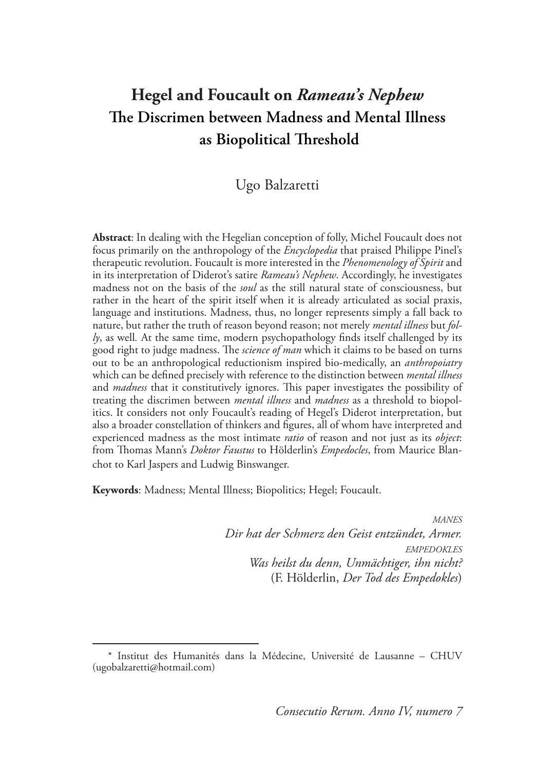# Hegel and Foucault on *Rameau's Nephew*
## The Discrimen between Madness and Mental Illness as Biopolitical Threshold

Ugo Balzaretti

**Abstract**: In dealing with the Hegelian conception of folly, Michel Foucault does not focus primarily on the anthropology of the *Encyclopedia* that praised Philippe Pinel's therapeutic revolution. Foucault is more interested in the *Phenomenology of Spirit* and in its interpretation of Diderot's satire *Rameau's Nephew*. Accordingly, he investigates madness not on the basis of the *soul* as the still natural state of consciousness, but rather in the heart of the spirit itself when it is already articulated as social praxis, language and institutions. Madness, thus, no longer represents simply a fall back to nature, but rather the truth of reason beyond reason; not merely *mental illness* but *folly*, as well. At the same time, modern psychopathology finds itself challenged by its good right to judge madness. The *science of man* which it claims to be based on turns out to be an anthropological reductionism inspired bio-medically, an *anthropoiatry* which can be defined precisely with reference to the distinction between *mental illness* and *madness* that it constitutively ignores. This paper investigates the possibility of treating the discrimen between *mental illness* and *madness* as a threshold to biopolitics. It considers not only Foucault's reading of Hegel's Diderot interpretation, but also a broader constellation of thinkers and figures, all of whom have interpreted and experienced madness as the most intimate *ratio* of reason and not just as its *object*: from Thomas Mann's *Doktor Faustus* to Hölderlin's *Empedocles*, from Maurice Blanchot to Karl Jaspers and Ludwig Binswanger.

**Keywords**: Madness; Mental Illness; Biopolitics; Hegel; Foucault.

> MANES
> *Dir hat der Schmerz den Geist entzündet, Armer.*
> EMPEDOKLES
> *Was heilst du denn, Unmächtiger, ihn nicht?*
> (F. Hölderlin, *Der Tod des Empedokles*)

\* Institut des Humanités dans la Médecine, Université de Lausanne – CHUV (ugobalzaretti@hotmail.com)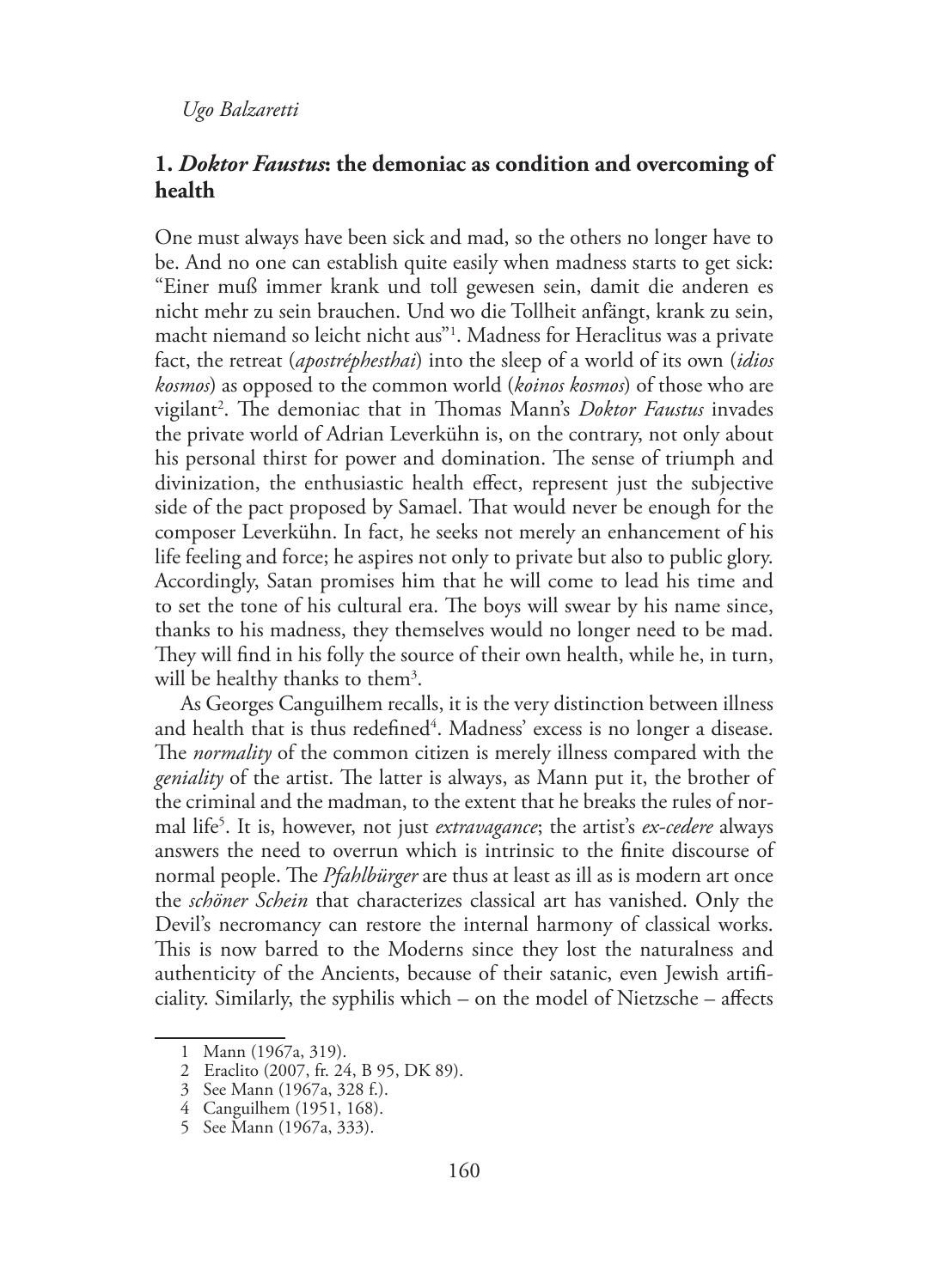## 1. *Doktor Faustus*: the demoniac as condition and overcoming of health

One must always have been sick and mad, so the others no longer have to be. And no one can establish quite easily when madness starts to get sick: "Einer muß immer krank und toll gewesen sein, damit die anderen es nicht mehr zu sein brauchen. Und wo die Tollheit anfängt, krank zu sein, macht niemand so leicht nicht aus"[1]. Madness for Heraclitus was a private fact, the retreat (*apostréphesthai*) into the sleep of a world of its own (*idios kosmos*) as opposed to the common world (*koinos kosmos*) of those who are vigilant[2]. The demoniac that in Thomas Mann's *Doktor Faustus* invades the private world of Adrian Leverkühn is, on the contrary, not only about his personal thirst for power and domination. The sense of triumph and divinization, the enthusiastic health effect, represent just the subjective side of the pact proposed by Samael. That would never be enough for the composer Leverkühn. In fact, he seeks not merely an enhancement of his life feeling and force; he aspires not only to private but also to public glory. Accordingly, Satan promises him that he will come to lead his time and to set the tone of his cultural era. The boys will swear by his name since, thanks to his madness, they themselves would no longer need to be mad. They will find in his folly the source of their own health, while he, in turn, will be healthy thanks to them[3].

As Georges Canguilhem recalls, it is the very distinction between illness and health that is thus redefined[4]. Madness' excess is no longer a disease. The *normality* of the common citizen is merely illness compared with the *geniality* of the artist. The latter is always, as Mann put it, the brother of the criminal and the madman, to the extent that he breaks the rules of normal life[5]. It is, however, not just *extravagance*; the artist's *ex-cedere* always answers the need to overrun which is intrinsic to the finite discourse of normal people. The *Pfahlbürger* are thus at least as ill as is modern art once the *schöner Schein* that characterizes classical art has vanished. Only the Devil's necromancy can restore the internal harmony of classical works. This is now barred to the Moderns since they lost the naturalness and authenticity of the Ancients, because of their satanic, even Jewish artificiality. Similarly, the syphilis which – on the model of Nietzsche – affects

1 Mann (1967a, 319).
2 Eraclito (2007, fr. 24, B 95, DK 89).
3 See Mann (1967a, 328 f.).
4 Canguilhem (1951, 168).
5 See Mann (1967a, 333).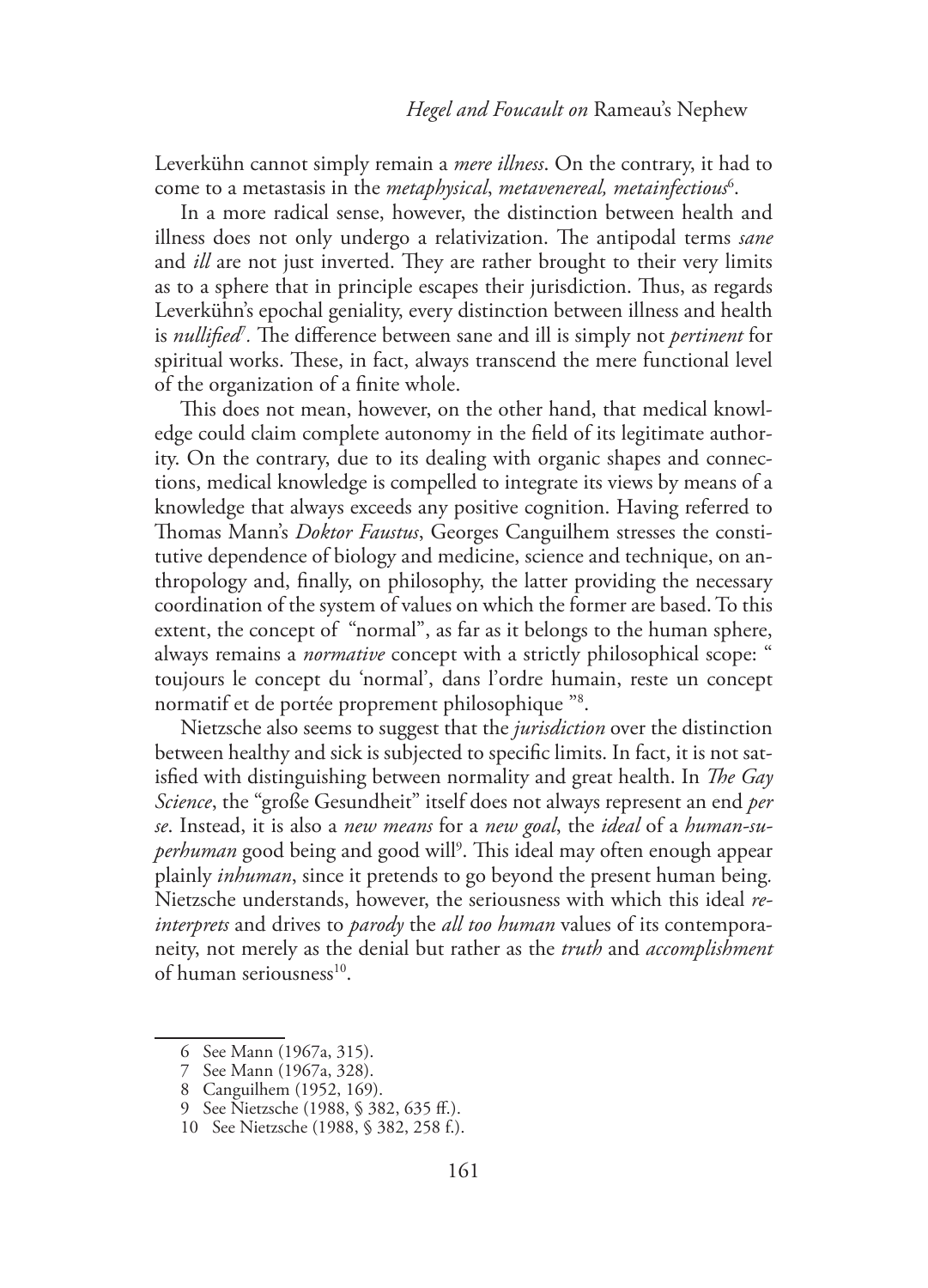Leverkühn cannot simply remain a *mere illness*. On the contrary, it had to come to a metastasis in the *metaphysical*, *metavenereal, metainfectious*[6].

In a more radical sense, however, the distinction between health and illness does not only undergo a relativization. The antipodal terms *sane* and *ill* are not just inverted. They are rather brought to their very limits as to a sphere that in principle escapes their jurisdiction. Thus, as regards Leverkühn's epochal geniality, every distinction between illness and health is *nullified*[7]. The difference between sane and ill is simply not *pertinent* for spiritual works. These, in fact, always transcend the mere functional level of the organization of a finite whole.

This does not mean, however, on the other hand, that medical knowledge could claim complete autonomy in the field of its legitimate authority. On the contrary, due to its dealing with organic shapes and connections, medical knowledge is compelled to integrate its views by means of a knowledge that always exceeds any positive cognition. Having referred to Thomas Mann's *Doktor Faustus*, Georges Canguilhem stresses the constitutive dependence of biology and medicine, science and technique, on anthropology and, finally, on philosophy, the latter providing the necessary coordination of the system of values on which the former are based. To this extent, the concept of "normal", as far as it belongs to the human sphere, always remains a *normative* concept with a strictly philosophical scope: " toujours le concept du 'normal', dans l'ordre humain, reste un concept normatif et de portée proprement philosophique "[8].

Nietzsche also seems to suggest that the *jurisdiction* over the distinction between healthy and sick is subjected to specific limits. In fact, it is not satisfied with distinguishing between normality and great health. In *The Gay Science*, the "große Gesundheit" itself does not always represent an end *per se*. Instead, it is also a *new means* for a *new goal*, the *ideal* of a *human-superhuman* good being and good will[9]. This ideal may often enough appear plainly *inhuman*, since it pretends to go beyond the present human being. Nietzsche understands, however, the seriousness with which this ideal *reinterprets* and drives to *parody* the *all too human* values of its contemporaneity, not merely as the denial but rather as the *truth* and *accomplishment* of human seriousness[10].

---

6 See Mann (1967a, 315).

7 See Mann (1967a, 328).

8 Canguilhem (1952, 169).

9 See Nietzsche (1988, § 382, 635 ff.).

10 See Nietzsche (1988, § 382, 258 f.).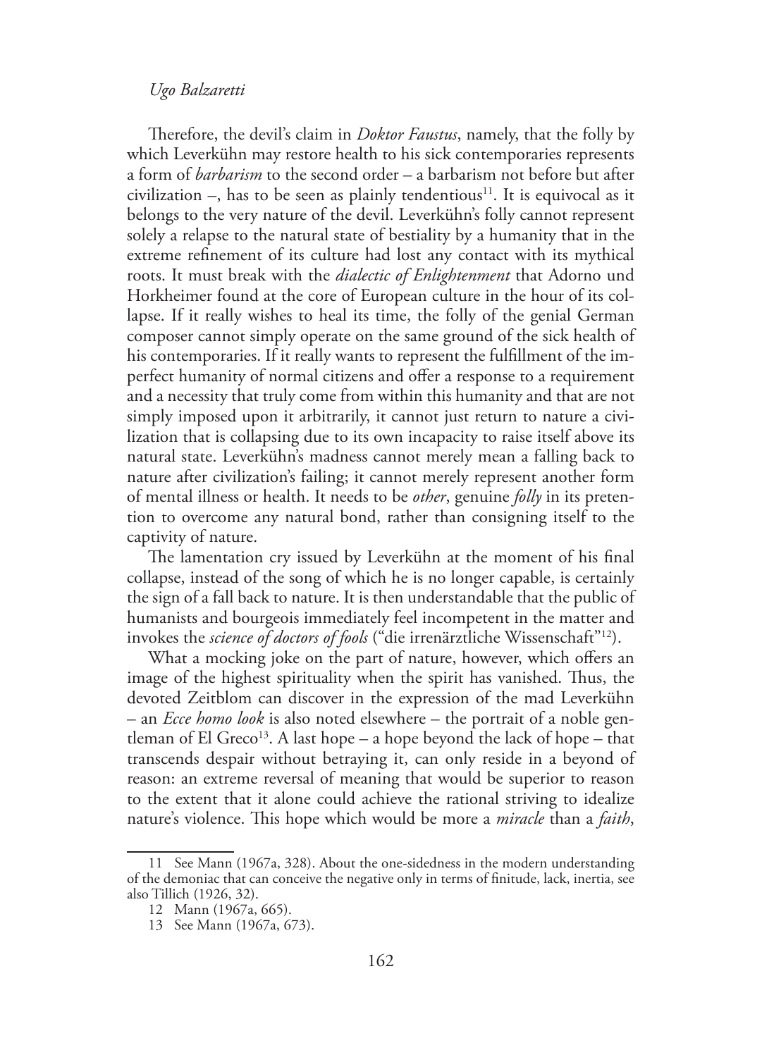Therefore, the devil's claim in *Doktor Faustus*, namely, that the folly by which Leverkühn may restore health to his sick contemporaries represents a form of *barbarism* to the second order – a barbarism not before but after civilization –, has to be seen as plainly tendentious[11]. It is equivocal as it belongs to the very nature of the devil. Leverkühn's folly cannot represent solely a relapse to the natural state of bestiality by a humanity that in the extreme refinement of its culture had lost any contact with its mythical roots. It must break with the *dialectic of Enlightenment* that Adorno und Horkheimer found at the core of European culture in the hour of its collapse. If it really wishes to heal its time, the folly of the genial German composer cannot simply operate on the same ground of the sick health of his contemporaries. If it really wants to represent the fulfillment of the imperfect humanity of normal citizens and offer a response to a requirement and a necessity that truly come from within this humanity and that are not simply imposed upon it arbitrarily, it cannot just return to nature a civilization that is collapsing due to its own incapacity to raise itself above its natural state. Leverkühn's madness cannot merely mean a falling back to nature after civilization's failing; it cannot merely represent another form of mental illness or health. It needs to be *other*, genuine *folly* in its pretention to overcome any natural bond, rather than consigning itself to the captivity of nature.

The lamentation cry issued by Leverkühn at the moment of his final collapse, instead of the song of which he is no longer capable, is certainly the sign of a fall back to nature. It is then understandable that the public of humanists and bourgeois immediately feel incompetent in the matter and invokes the *science of doctors of fools* ("die irrenärztliche Wissenschaft"[12]).

What a mocking joke on the part of nature, however, which offers an image of the highest spirituality when the spirit has vanished. Thus, the devoted Zeitblom can discover in the expression of the mad Leverkühn – an *Ecce homo look* is also noted elsewhere – the portrait of a noble gentleman of El Greco[13]. A last hope – a hope beyond the lack of hope – that transcends despair without betraying it, can only reside in a beyond of reason: an extreme reversal of meaning that would be superior to reason to the extent that it alone could achieve the rational striving to idealize nature's violence. This hope which would be more a *miracle* than a *faith*,

---

11 See Mann (1967a, 328). About the one-sidedness in the modern understanding of the demoniac that can conceive the negative only in terms of finitude, lack, inertia, see also Tillich (1926, 32).

12 Mann (1967a, 665).

13 See Mann (1967a, 673).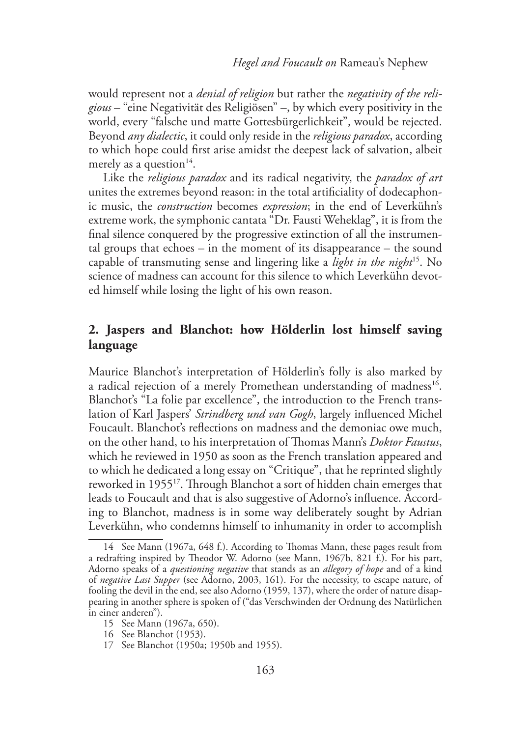would represent not a *denial of religion* but rather the *negativity of the religious* – "eine Negativität des Religiösen" –, by which every positivity in the world, every "falsche und matte Gottesbürgerlichkeit", would be rejected. Beyond *any dialectic*, it could only reside in the *religious paradox*, according to which hope could first arise amidst the deepest lack of salvation, albeit merely as a question[14].

Like the *religious paradox* and its radical negativity, the *paradox of art* unites the extremes beyond reason: in the total artificiality of dodecaphonic music, the *construction* becomes *expression*; in the end of Leverkühn's extreme work, the symphonic cantata "Dr. Fausti Weheklag", it is from the final silence conquered by the progressive extinction of all the instrumental groups that echoes – in the moment of its disappearance – the sound capable of transmuting sense and lingering like a *light in the night*[15]. No science of madness can account for this silence to which Leverkühn devoted himself while losing the light of his own reason.

## 2. Jaspers and Blanchot: how Hölderlin lost himself saving language

Maurice Blanchot's interpretation of Hölderlin's folly is also marked by a radical rejection of a merely Promethean understanding of madness[16]. Blanchot's "La folie par excellence", the introduction to the French translation of Karl Jaspers' *Strindberg und van Gogh*, largely influenced Michel Foucault. Blanchot's reflections on madness and the demoniac owe much, on the other hand, to his interpretation of Thomas Mann's *Doktor Faustus*, which he reviewed in 1950 as soon as the French translation appeared and to which he dedicated a long essay on "Critique", that he reprinted slightly reworked in 1955[17]. Through Blanchot a sort of hidden chain emerges that leads to Foucault and that is also suggestive of Adorno's influence. According to Blanchot, madness is in some way deliberately sought by Adrian Leverkühn, who condemns himself to inhumanity in order to accomplish

---

14 See Mann (1967a, 648 f.). According to Thomas Mann, these pages result from a redrafting inspired by Theodor W. Adorno (see Mann, 1967b, 821 f.). For his part, Adorno speaks of a *questioning negative* that stands as an *allegory of hope* and of a kind of *negative Last Supper* (see Adorno, 2003, 161). For the necessity, to escape nature, of fooling the devil in the end, see also Adorno (1959, 137), where the order of nature disappearing in another sphere is spoken of ("das Verschwinden der Ordnung des Natürlichen in einer anderen").

15 See Mann (1967a, 650).

16 See Blanchot (1953).

17 See Blanchot (1950a; 1950b and 1955).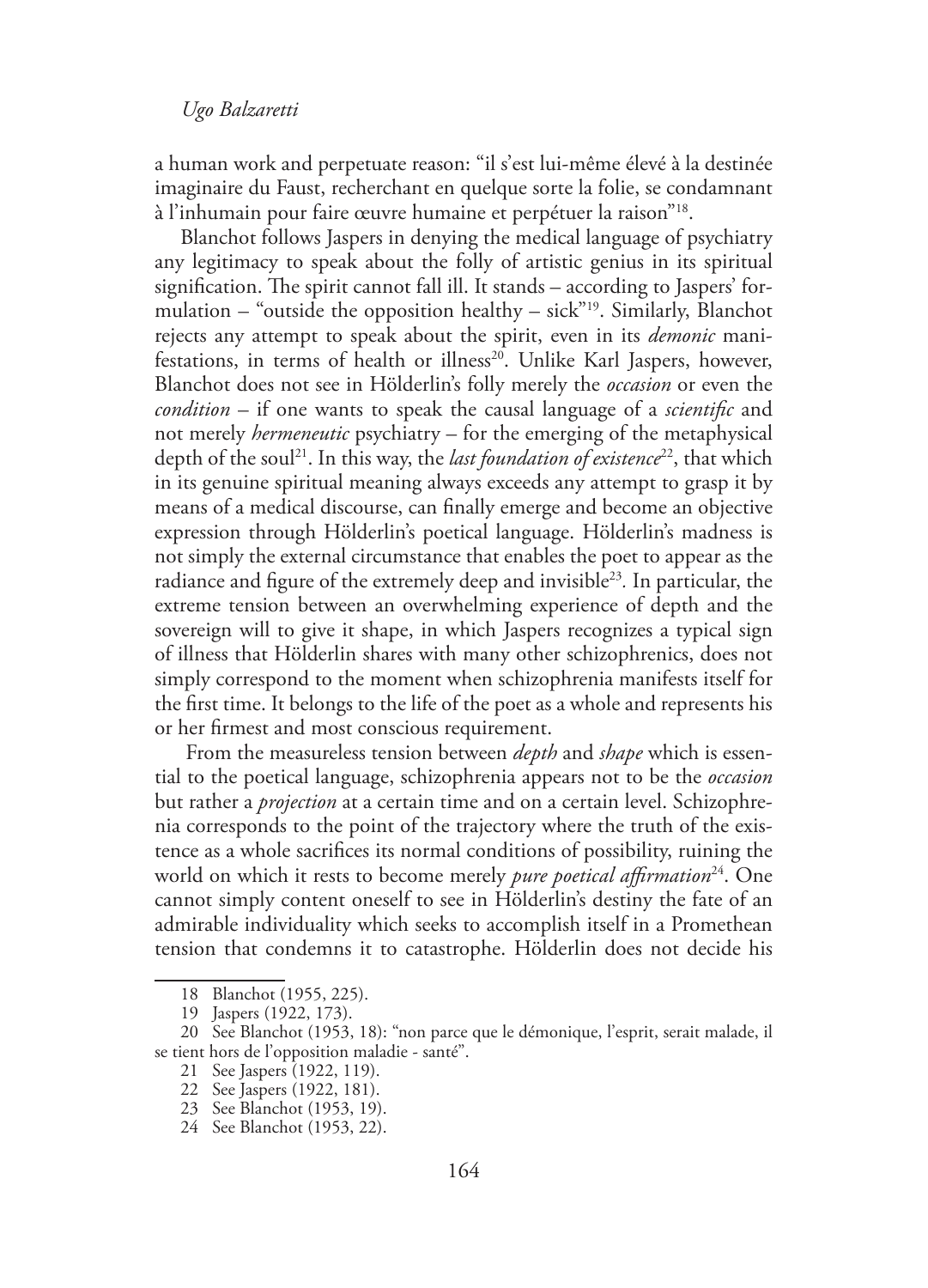a human work and perpetuate reason: "il s'est lui-même élevé à la destinée imaginaire du Faust, recherchant en quelque sorte la folie, se condamnant à l'inhumain pour faire œuvre humaine et perpétuer la raison"[18].

Blanchot follows Jaspers in denying the medical language of psychiatry any legitimacy to speak about the folly of artistic genius in its spiritual signification. The spirit cannot fall ill. It stands – according to Jaspers' formulation – "outside the opposition healthy – sick"[19]. Similarly, Blanchot rejects any attempt to speak about the spirit, even in its *demonic* manifestations, in terms of health or illness[20]. Unlike Karl Jaspers, however, Blanchot does not see in Hölderlin's folly merely the *occasion* or even the *condition* – if one wants to speak the causal language of a *scientific* and not merely *hermeneutic* psychiatry – for the emerging of the metaphysical depth of the soul[21]. In this way, the *last foundation of existence*[22], that which in its genuine spiritual meaning always exceeds any attempt to grasp it by means of a medical discourse, can finally emerge and become an objective expression through Hölderlin's poetical language. Hölderlin's madness is not simply the external circumstance that enables the poet to appear as the radiance and figure of the extremely deep and invisible[23]. In particular, the extreme tension between an overwhelming experience of depth and the sovereign will to give it shape, in which Jaspers recognizes a typical sign of illness that Hölderlin shares with many other schizophrenics, does not simply correspond to the moment when schizophrenia manifests itself for the first time. It belongs to the life of the poet as a whole and represents his or her firmest and most conscious requirement.

From the measureless tension between *depth* and *shape* which is essential to the poetical language, schizophrenia appears not to be the *occasion* but rather a *projection* at a certain time and on a certain level. Schizophrenia corresponds to the point of the trajectory where the truth of the existence as a whole sacrifices its normal conditions of possibility, ruining the world on which it rests to become merely *pure poetical affirmation*[24]. One cannot simply content oneself to see in Hölderlin's destiny the fate of an admirable individuality which seeks to accomplish itself in a Promethean tension that condemns it to catastrophe. Hölderlin does not decide his

---

18 Blanchot (1955, 225).

19 Jaspers (1922, 173).

20 See Blanchot (1953, 18): "non parce que le démonique, l'esprit, serait malade, il se tient hors de l'opposition maladie - santé".

21 See Jaspers (1922, 119).

22 See Jaspers (1922, 181).

23 See Blanchot (1953, 19).

24 See Blanchot (1953, 22).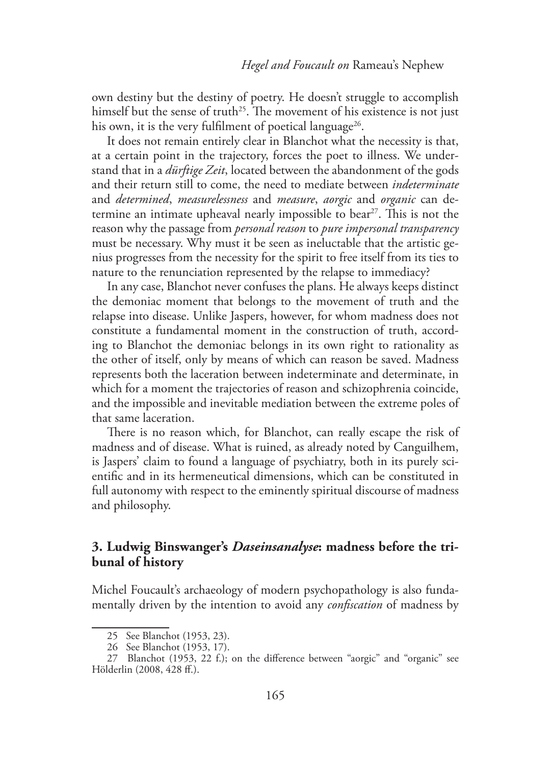own destiny but the destiny of poetry. He doesn't struggle to accomplish himself but the sense of truth[25]. The movement of his existence is not just his own, it is the very fulfilment of poetical language[26].

It does not remain entirely clear in Blanchot what the necessity is that, at a certain point in the trajectory, forces the poet to illness. We understand that in a *dürftige Zeit*, located between the abandonment of the gods and their return still to come, the need to mediate between *indeterminate* and *determined*, *measurelessness* and *measure*, *aorgic* and *organic* can determine an intimate upheaval nearly impossible to bear[27]. This is not the reason why the passage from *personal reason* to *pure impersonal transparency* must be necessary. Why must it be seen as ineluctable that the artistic genius progresses from the necessity for the spirit to free itself from its ties to nature to the renunciation represented by the relapse to immediacy?

In any case, Blanchot never confuses the plans. He always keeps distinct the demoniac moment that belongs to the movement of truth and the relapse into disease. Unlike Jaspers, however, for whom madness does not constitute a fundamental moment in the construction of truth, according to Blanchot the demoniac belongs in its own right to rationality as the other of itself, only by means of which can reason be saved. Madness represents both the laceration between indeterminate and determinate, in which for a moment the trajectories of reason and schizophrenia coincide, and the impossible and inevitable mediation between the extreme poles of that same laceration.

There is no reason which, for Blanchot, can really escape the risk of madness and of disease. What is ruined, as already noted by Canguilhem, is Jaspers' claim to found a language of psychiatry, both in its purely scientific and in its hermeneutical dimensions, which can be constituted in full autonomy with respect to the eminently spiritual discourse of madness and philosophy.

## 3. Ludwig Binswanger's *Daseinsanalyse*: madness before the tribunal of history

Michel Foucault's archaeology of modern psychopathology is also fundamentally driven by the intention to avoid any *confiscation* of madness by

---

25 See Blanchot (1953, 23).

26 See Blanchot (1953, 17).

27 Blanchot (1953, 22 f.); on the difference between "aorgic" and "organic" see Hölderlin (2008, 428 ff.).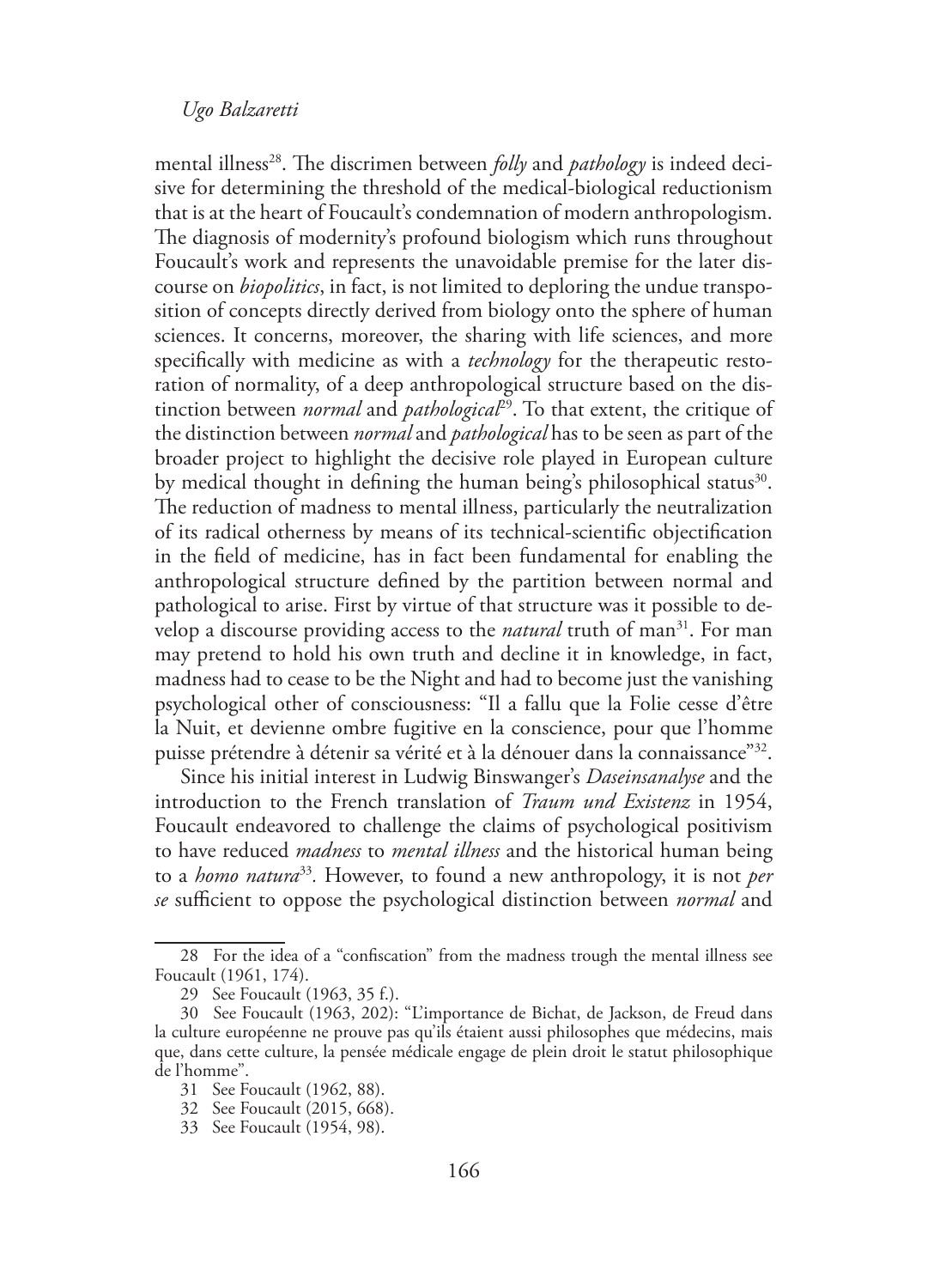mental illness[28]. The discrimen between *folly* and *pathology* is indeed decisive for determining the threshold of the medical-biological reductionism that is at the heart of Foucault's condemnation of modern anthropologism. The diagnosis of modernity's profound biologism which runs throughout Foucault's work and represents the unavoidable premise for the later discourse on *biopolitics*, in fact, is not limited to deploring the undue transposition of concepts directly derived from biology onto the sphere of human sciences. It concerns, moreover, the sharing with life sciences, and more specifically with medicine as with a *technology* for the therapeutic restoration of normality, of a deep anthropological structure based on the distinction between *normal* and *pathological*[29]. To that extent, the critique of the distinction between *normal* and *pathological* has to be seen as part of the broader project to highlight the decisive role played in European culture by medical thought in defining the human being's philosophical status[30]. The reduction of madness to mental illness, particularly the neutralization of its radical otherness by means of its technical-scientific objectification in the field of medicine, has in fact been fundamental for enabling the anthropological structure defined by the partition between normal and pathological to arise. First by virtue of that structure was it possible to develop a discourse providing access to the *natural* truth of man[31]. For man may pretend to hold his own truth and decline it in knowledge, in fact, madness had to cease to be the Night and had to become just the vanishing psychological other of consciousness: "Il a fallu que la Folie cesse d'être la Nuit, et devienne ombre fugitive en la conscience, pour que l'homme puisse prétendre à détenir sa vérité et à la dénouer dans la connaissance"[32].

Since his initial interest in Ludwig Binswanger's *Daseinsanalyse* and the introduction to the French translation of *Traum und Existenz* in 1954, Foucault endeavored to challenge the claims of psychological positivism to have reduced *madness* to *mental illness* and the historical human being to a *homo natura*[33]. However, to found a new anthropology, it is not *per se* sufficient to oppose the psychological distinction between *normal* and

---

28 For the idea of a "confiscation" from the madness trough the mental illness see Foucault (1961, 174).

29 See Foucault (1963, 35 f.).

30 See Foucault (1963, 202): "L'importance de Bichat, de Jackson, de Freud dans la culture européenne ne prouve pas qu'ils étaient aussi philosophes que médecins, mais que, dans cette culture, la pensée médicale engage de plein droit le statut philosophique de l'homme".

31 See Foucault (1962, 88).

32 See Foucault (2015, 668).

33 See Foucault (1954, 98).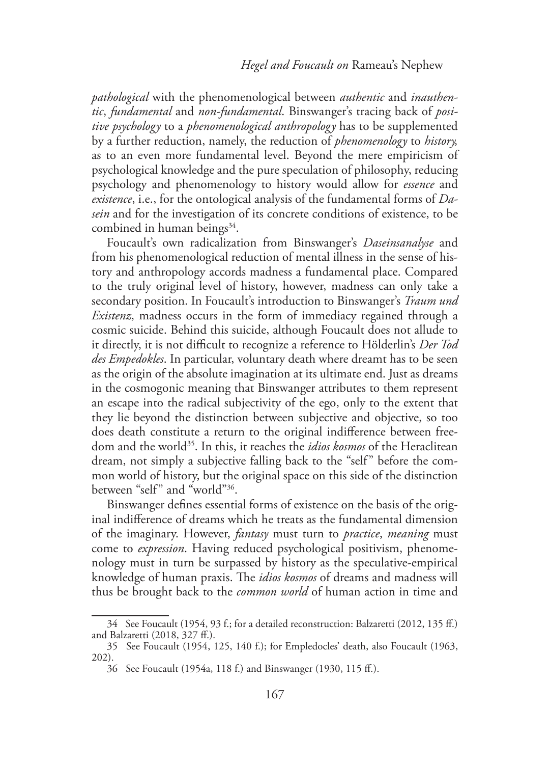*pathological* with the phenomenological between *authentic* and *inauthentic*, *fundamental* and *non-fundamental*. Binswanger's tracing back of *positive psychology* to a *phenomenological anthropology* has to be supplemented by a further reduction, namely, the reduction of *phenomenology* to *history,* as to an even more fundamental level. Beyond the mere empiricism of psychological knowledge and the pure speculation of philosophy, reducing psychology and phenomenology to history would allow for *essence* and *existence*, i.e., for the ontological analysis of the fundamental forms of *Dasein* and for the investigation of its concrete conditions of existence, to be combined in human beings[34].

Foucault's own radicalization from Binswanger's *Daseinsanalyse* and from his phenomenological reduction of mental illness in the sense of history and anthropology accords madness a fundamental place. Compared to the truly original level of history, however, madness can only take a secondary position. In Foucault's introduction to Binswanger's *Traum und Existenz*, madness occurs in the form of immediacy regained through a cosmic suicide. Behind this suicide, although Foucault does not allude to it directly, it is not difficult to recognize a reference to Hölderlin's *Der Tod des Empedokles*. In particular, voluntary death where dreamt has to be seen as the origin of the absolute imagination at its ultimate end. Just as dreams in the cosmogonic meaning that Binswanger attributes to them represent an escape into the radical subjectivity of the ego, only to the extent that they lie beyond the distinction between subjective and objective, so too does death constitute a return to the original indifference between freedom and the world[35]. In this, it reaches the *idios kosmos* of the Heraclitean dream, not simply a subjective falling back to the "self" before the common world of history, but the original space on this side of the distinction between "self" and "world"[36].

Binswanger defines essential forms of existence on the basis of the original indifference of dreams which he treats as the fundamental dimension of the imaginary. However, *fantasy* must turn to *practice*, *meaning* must come to *expression*. Having reduced psychological positivism, phenomenology must in turn be surpassed by history as the speculative-empirical knowledge of human praxis. The *idios kosmos* of dreams and madness will thus be brought back to the *common world* of human action in time and

34 See Foucault (1954, 93 f.; for a detailed reconstruction: Balzaretti (2012, 135 ff.) and Balzaretti (2018, 327 ff.).

35 See Foucault (1954, 125, 140 f.); for Empledocles' death, also Foucault (1963, 202).

36 See Foucault (1954a, 118 f.) and Binswanger (1930, 115 ff.).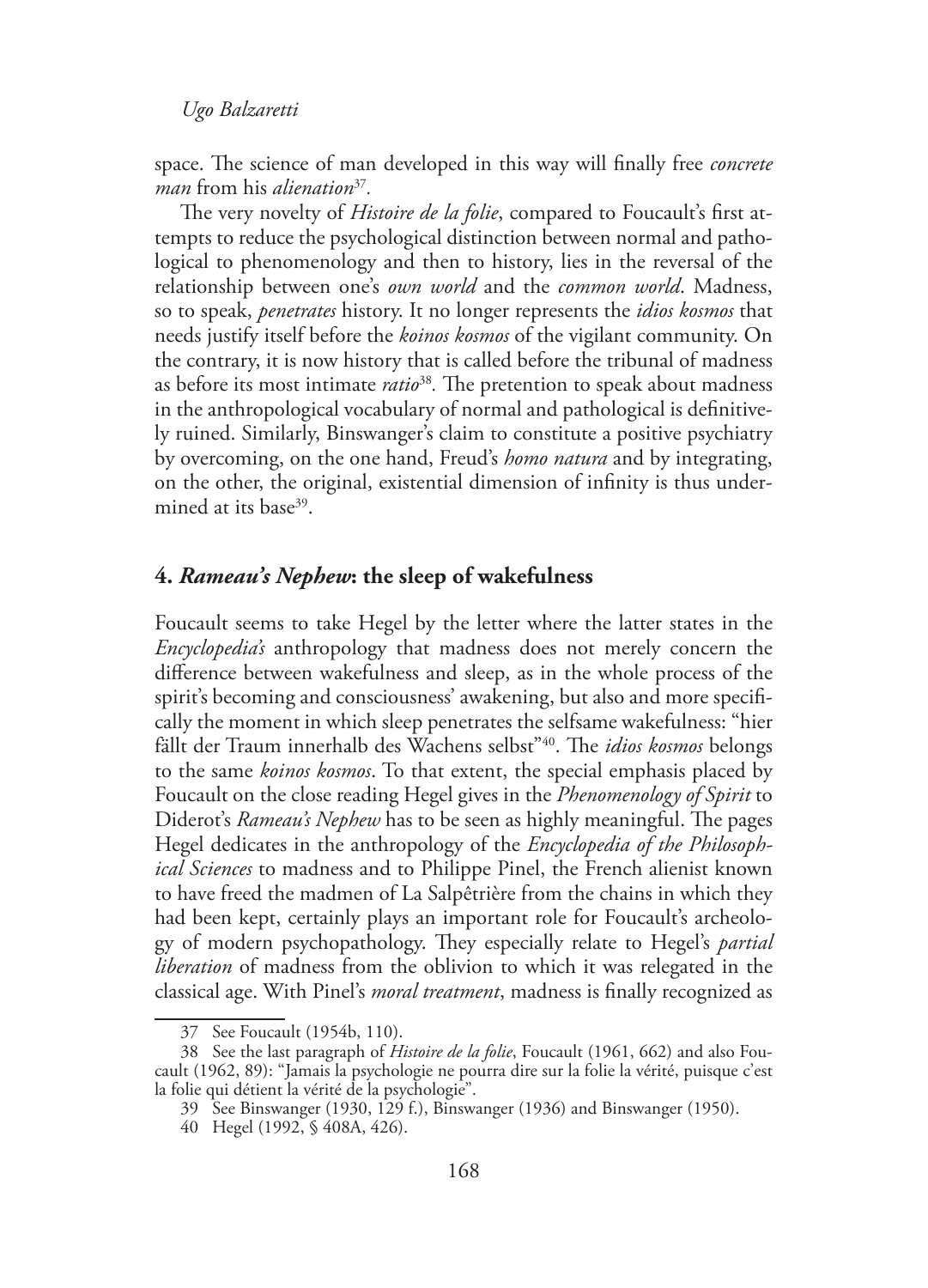space. The science of man developed in this way will finally free *concrete man* from his *alienation*[37].

The very novelty of *Histoire de la folie*, compared to Foucault's first attempts to reduce the psychological distinction between normal and pathological to phenomenology and then to history, lies in the reversal of the relationship between one's *own world* and the *common world*. Madness, so to speak, *penetrates* history. It no longer represents the *idios kosmos* that needs justify itself before the *koinos kosmos* of the vigilant community. On the contrary, it is now history that is called before the tribunal of madness as before its most intimate *ratio*[38]. The pretention to speak about madness in the anthropological vocabulary of normal and pathological is definitively ruined. Similarly, Binswanger's claim to constitute a positive psychiatry by overcoming, on the one hand, Freud's *homo natura* and by integrating, on the other, the original, existential dimension of infinity is thus undermined at its base[39].

## 4. *Rameau's Nephew*: the sleep of wakefulness

Foucault seems to take Hegel by the letter where the latter states in the *Encyclopedia's* anthropology that madness does not merely concern the difference between wakefulness and sleep, as in the whole process of the spirit's becoming and consciousness' awakening, but also and more specifically the moment in which sleep penetrates the selfsame wakefulness: "hier fällt der Traum innerhalb des Wachens selbst"[40]. The *idios kosmos* belongs to the same *koinos kosmos*. To that extent, the special emphasis placed by Foucault on the close reading Hegel gives in the *Phenomenology of Spirit* to Diderot's *Rameau's Nephew* has to be seen as highly meaningful. The pages Hegel dedicates in the anthropology of the *Encyclopedia of the Philosophical Sciences* to madness and to Philippe Pinel, the French alienist known to have freed the madmen of La Salpêtrière from the chains in which they had been kept, certainly plays an important role for Foucault's archeology of modern psychopathology. They especially relate to Hegel's *partial liberation* of madness from the oblivion to which it was relegated in the classical age. With Pinel's *moral treatment*, madness is finally recognized as

37 See Foucault (1954b, 110).

38 See the last paragraph of *Histoire de la folie*, Foucault (1961, 662) and also Foucault (1962, 89): "Jamais la psychologie ne pourra dire sur la folie la vérité, puisque c'est la folie qui détient la vérité de la psychologie".

39 See Binswanger (1930, 129 f.), Binswanger (1936) and Binswanger (1950).

40 Hegel (1992, § 408A, 426).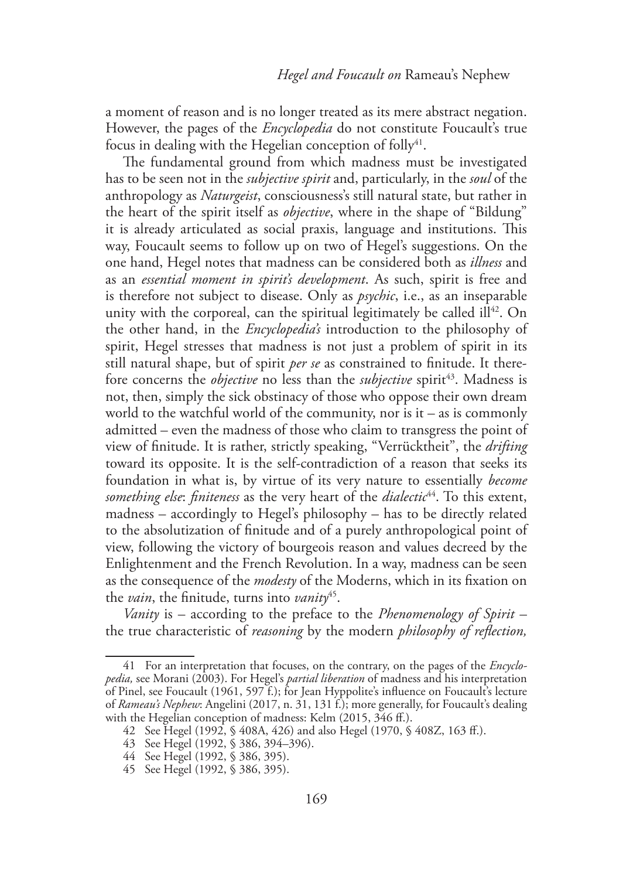a moment of reason and is no longer treated as its mere abstract negation. However, the pages of the *Encyclopedia* do not constitute Foucault's true focus in dealing with the Hegelian conception of folly[41].

The fundamental ground from which madness must be investigated has to be seen not in the *subjective spirit* and, particularly, in the *soul* of the anthropology as *Naturgeist*, consciousness's still natural state, but rather in the heart of the spirit itself as *objective*, where in the shape of "Bildung" it is already articulated as social praxis, language and institutions. This way, Foucault seems to follow up on two of Hegel's suggestions. On the one hand, Hegel notes that madness can be considered both as *illness* and as an *essential moment in spirit's development*. As such, spirit is free and is therefore not subject to disease. Only as *psychic*, i.e., as an inseparable unity with the corporeal, can the spiritual legitimately be called ill[42]. On the other hand, in the *Encyclopedia's* introduction to the philosophy of spirit, Hegel stresses that madness is not just a problem of spirit in its still natural shape, but of spirit *per se* as constrained to finitude. It therefore concerns the *objective* no less than the *subjective* spirit[43]. Madness is not, then, simply the sick obstinacy of those who oppose their own dream world to the watchful world of the community, nor is it – as is commonly admitted – even the madness of those who claim to transgress the point of view of finitude. It is rather, strictly speaking, "Verrücktheit", the *drifting* toward its opposite. It is the self-contradiction of a reason that seeks its foundation in what is, by virtue of its very nature to essentially *become something else*: *finiteness* as the very heart of the *dialectic*[44]. To this extent, madness – accordingly to Hegel's philosophy – has to be directly related to the absolutization of finitude and of a purely anthropological point of view, following the victory of bourgeois reason and values decreed by the Enlightenment and the French Revolution. In a way, madness can be seen as the consequence of the *modesty* of the Moderns, which in its fixation on the *vain*, the finitude, turns into *vanity*[45].

*Vanity* is – according to the preface to the *Phenomenology of Spirit* – the true characteristic of *reasoning* by the modern *philosophy of reflection,*

---

41 For an interpretation that focuses, on the contrary, on the pages of the *Encyclopedia,* see Morani (2003). For Hegel's *partial liberation* of madness and his interpretation of Pinel, see Foucault (1961, 597 f.); for Jean Hyppolite's influence on Foucault's lecture of *Rameau's Nephew*: Angelini (2017, n. 31, 131 f.); more generally, for Foucault's dealing with the Hegelian conception of madness: Kelm (2015, 346 ff.).

42 See Hegel (1992, § 408A, 426) and also Hegel (1970, § 408Z, 163 ff.).

43 See Hegel (1992, § 386, 394–396).

44 See Hegel (1992, § 386, 395).

45 See Hegel (1992, § 386, 395).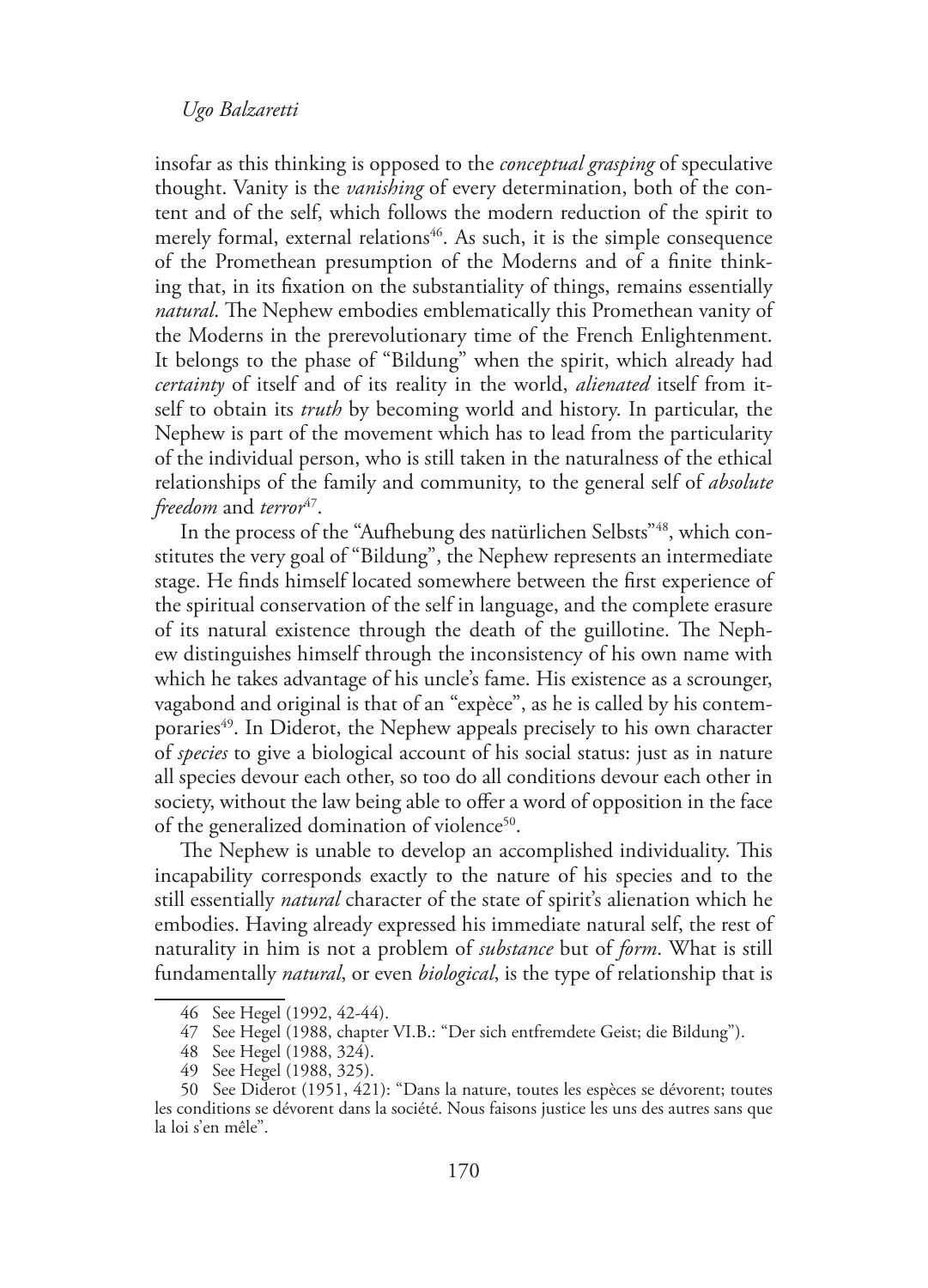insofar as this thinking is opposed to the *conceptual grasping* of speculative thought. Vanity is the *vanishing* of every determination, both of the content and of the self, which follows the modern reduction of the spirit to merely formal, external relations[46]. As such, it is the simple consequence of the Promethean presumption of the Moderns and of a finite thinking that, in its fixation on the substantiality of things, remains essentially *natural*. The Nephew embodies emblematically this Promethean vanity of the Moderns in the prerevolutionary time of the French Enlightenment. It belongs to the phase of "Bildung" when the spirit, which already had *certainty* of itself and of its reality in the world, *alienated* itself from itself to obtain its *truth* by becoming world and history. In particular, the Nephew is part of the movement which has to lead from the particularity of the individual person, who is still taken in the naturalness of the ethical relationships of the family and community, to the general self of *absolute freedom* and *terror*[47].

In the process of the "Aufhebung des natürlichen Selbsts"[48], which constitutes the very goal of "Bildung", the Nephew represents an intermediate stage. He finds himself located somewhere between the first experience of the spiritual conservation of the self in language, and the complete erasure of its natural existence through the death of the guillotine. The Nephew distinguishes himself through the inconsistency of his own name with which he takes advantage of his uncle's fame. His existence as a scrounger, vagabond and original is that of an "expèce", as he is called by his contemporaries[49]. In Diderot, the Nephew appeals precisely to his own character of *species* to give a biological account of his social status: just as in nature all species devour each other, so too do all conditions devour each other in society, without the law being able to offer a word of opposition in the face of the generalized domination of violence[50].

The Nephew is unable to develop an accomplished individuality. This incapability corresponds exactly to the nature of his species and to the still essentially *natural* character of the state of spirit's alienation which he embodies. Having already expressed his immediate natural self, the rest of naturality in him is not a problem of *substance* but of *form*. What is still fundamentally *natural*, or even *biological*, is the type of relationship that is

---

46 See Hegel (1992, 42-44).

47 See Hegel (1988, chapter VI.B.: "Der sich entfremdete Geist; die Bildung").

48 See Hegel (1988, 324).

49 See Hegel (1988, 325).

50 See Diderot (1951, 421): "Dans la nature, toutes les espèces se dévorent; toutes les conditions se dévorent dans la société. Nous faisons justice les uns des autres sans que la loi s'en mêle".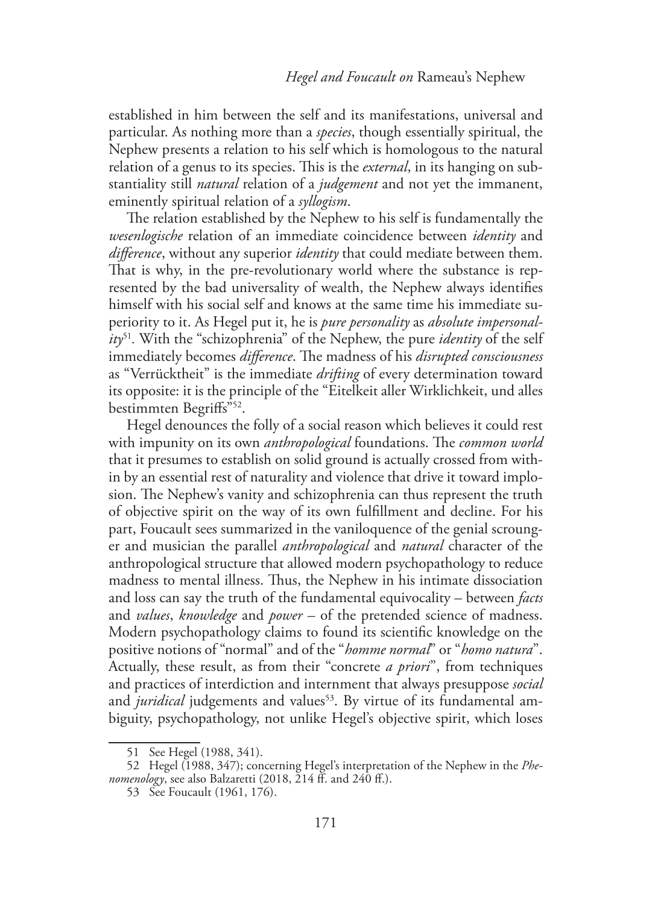established in him between the self and its manifestations, universal and particular. As nothing more than a *species*, though essentially spiritual, the Nephew presents a relation to his self which is homologous to the natural relation of a genus to its species. This is the *external*, in its hanging on substantiality still *natural* relation of a *judgement* and not yet the immanent, eminently spiritual relation of a *syllogism*.

The relation established by the Nephew to his self is fundamentally the *wesenlogische* relation of an immediate coincidence between *identity* and *difference*, without any superior *identity* that could mediate between them. That is why, in the pre-revolutionary world where the substance is represented by the bad universality of wealth, the Nephew always identifies himself with his social self and knows at the same time his immediate superiority to it. As Hegel put it, he is *pure personality* as *absolute impersonality*[51]. With the "schizophrenia" of the Nephew, the pure *identity* of the self immediately becomes *difference*. The madness of his *disrupted consciousness* as "Verrücktheit" is the immediate *drifting* of every determination toward its opposite: it is the principle of the "Eitelkeit aller Wirklichkeit, und alles bestimmten Begriffs"[52].

Hegel denounces the folly of a social reason which believes it could rest with impunity on its own *anthropological* foundations. The *common world* that it presumes to establish on solid ground is actually crossed from within by an essential rest of naturality and violence that drive it toward implosion. The Nephew's vanity and schizophrenia can thus represent the truth of objective spirit on the way of its own fulfillment and decline. For his part, Foucault sees summarized in the vaniloquence of the genial scrounger and musician the parallel *anthropological* and *natural* character of the anthropological structure that allowed modern psychopathology to reduce madness to mental illness. Thus, the Nephew in his intimate dissociation and loss can say the truth of the fundamental equivocality – between *facts* and *values*, *knowledge* and *power* – of the pretended science of madness. Modern psychopathology claims to found its scientific knowledge on the positive notions of "normal" and of the "*homme normal*" or "*homo natura*". Actually, these result, as from their "concrete *a priori*", from techniques and practices of interdiction and internment that always presuppose *social* and *juridical* judgements and values[53]. By virtue of its fundamental ambiguity, psychopathology, not unlike Hegel's objective spirit, which loses

51 See Hegel (1988, 341).

52 Hegel (1988, 347); concerning Hegel's interpretation of the Nephew in the *Phenomenology*, see also Balzaretti (2018, 214 ff. and 240 ff.).

53 See Foucault (1961, 176).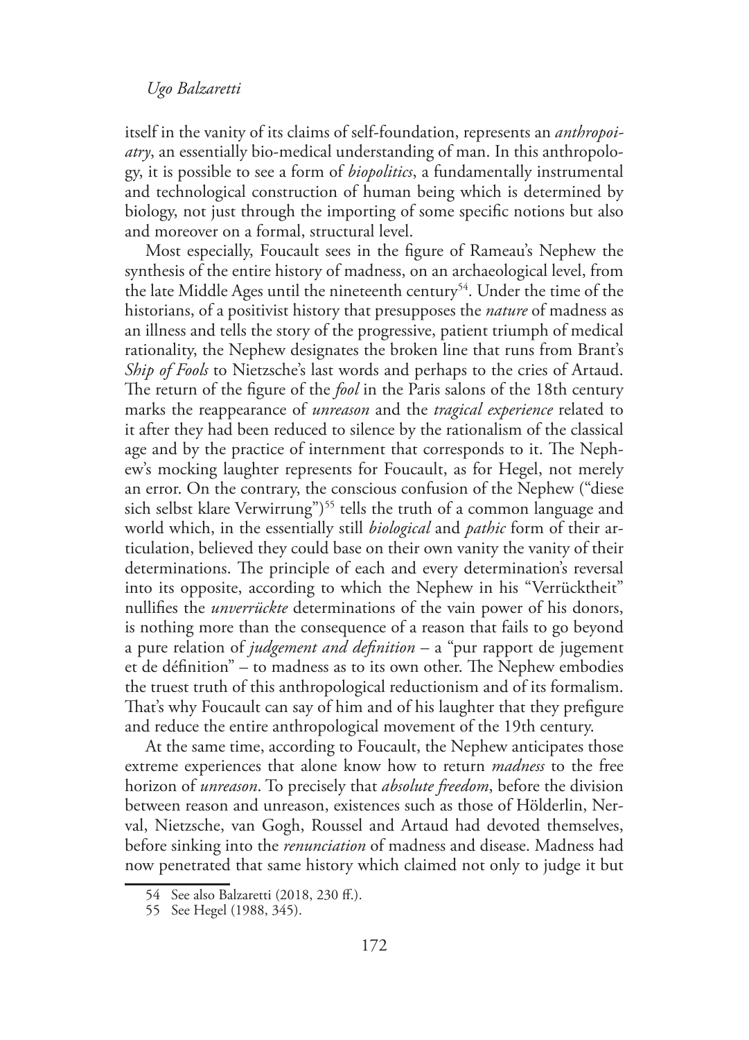itself in the vanity of its claims of self-foundation, represents an *anthropoiatry*, an essentially bio-medical understanding of man. In this anthropology, it is possible to see a form of *biopolitics*, a fundamentally instrumental and technological construction of human being which is determined by biology, not just through the importing of some specific notions but also and moreover on a formal, structural level.

Most especially, Foucault sees in the figure of Rameau's Nephew the synthesis of the entire history of madness, on an archaeological level, from the late Middle Ages until the nineteenth century[54]. Under the time of the historians, of a positivist history that presupposes the *nature* of madness as an illness and tells the story of the progressive, patient triumph of medical rationality, the Nephew designates the broken line that runs from Brant's *Ship of Fools* to Nietzsche's last words and perhaps to the cries of Artaud. The return of the figure of the *fool* in the Paris salons of the 18th century marks the reappearance of *unreason* and the *tragical experience* related to it after they had been reduced to silence by the rationalism of the classical age and by the practice of internment that corresponds to it. The Nephew's mocking laughter represents for Foucault, as for Hegel, not merely an error. On the contrary, the conscious confusion of the Nephew ("diese sich selbst klare Verwirrung")[55] tells the truth of a common language and world which, in the essentially still *biological* and *pathic* form of their articulation, believed they could base on their own vanity the vanity of their determinations. The principle of each and every determination's reversal into its opposite, according to which the Nephew in his "Verrücktheit" nullifies the *unverrückte* determinations of the vain power of his donors, is nothing more than the consequence of a reason that fails to go beyond a pure relation of *judgement and definition* – a "pur rapport de jugement et de définition" – to madness as to its own other. The Nephew embodies the truest truth of this anthropological reductionism and of its formalism. That's why Foucault can say of him and of his laughter that they prefigure and reduce the entire anthropological movement of the 19th century.

At the same time, according to Foucault, the Nephew anticipates those extreme experiences that alone know how to return *madness* to the free horizon of *unreason*. To precisely that *absolute freedom*, before the division between reason and unreason, existences such as those of Hölderlin, Nerval, Nietzsche, van Gogh, Roussel and Artaud had devoted themselves, before sinking into the *renunciation* of madness and disease. Madness had now penetrated that same history which claimed not only to judge it but

54 See also Balzaretti (2018, 230 ff.).

55 See Hegel (1988, 345).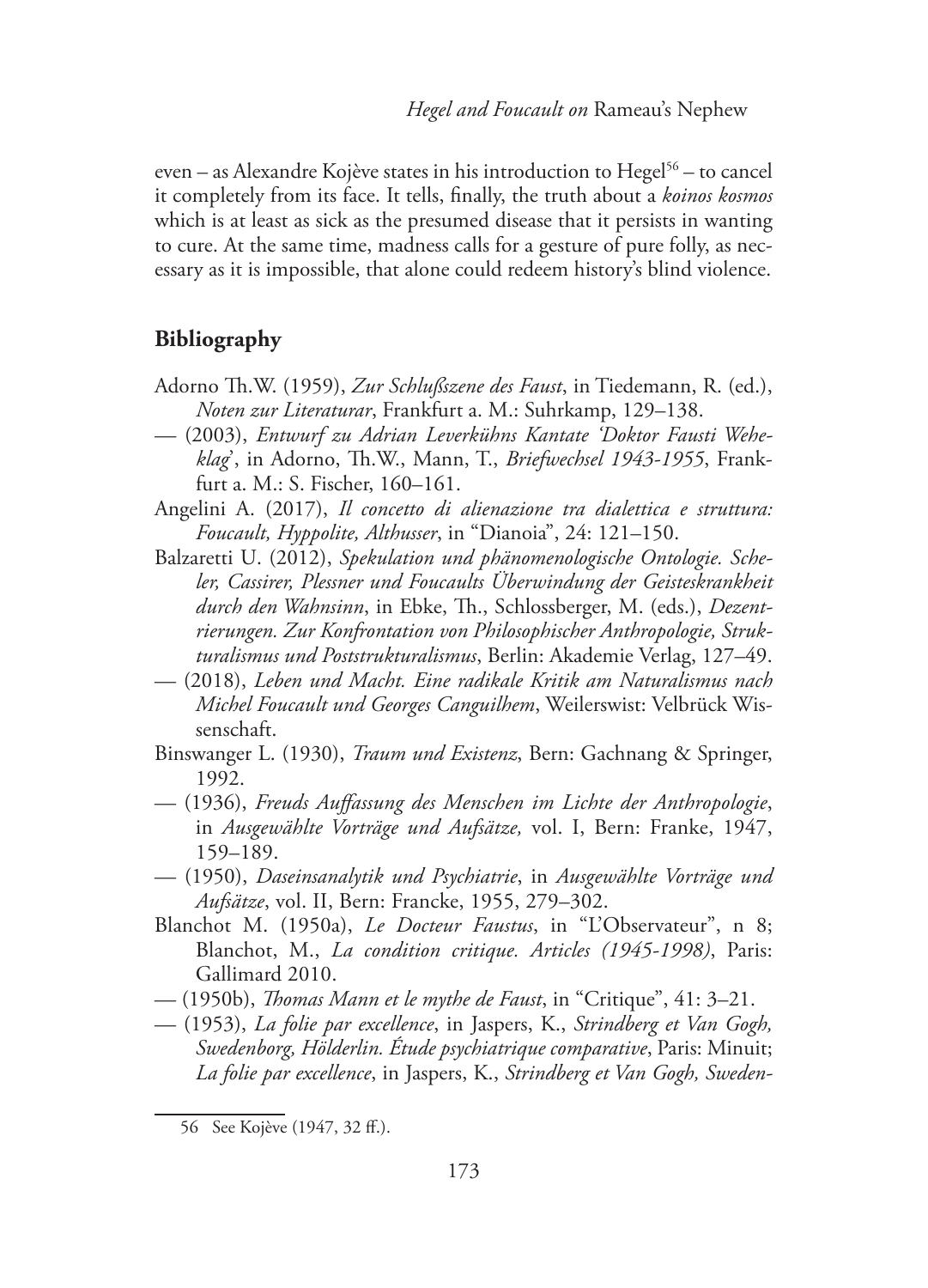even – as Alexandre Kojève states in his introduction to Hegel[56] – to cancel it completely from its face. It tells, finally, the truth about a *koinos kosmos* which is at least as sick as the presumed disease that it persists in wanting to cure. At the same time, madness calls for a gesture of pure folly, as necessary as it is impossible, that alone could redeem history's blind violence.

## Bibliography

Adorno Th.W. (1959), *Zur Schlußszene des Faust*, in Tiedemann, R. (ed.), *Noten zur Literaturar*, Frankfurt a. M.: Suhrkamp, 129–138.

— (2003), *Entwurf zu Adrian Leverkühns Kantate 'Doktor Fausti Weheklag'*, in Adorno, Th.W., Mann, T., *Briefwechsel 1943-1955*, Frankfurt a. M.: S. Fischer, 160–161.

Angelini A. (2017), *Il concetto di alienazione tra dialettica e struttura: Foucault, Hyppolite, Althusser*, in "Dianoia", 24: 121–150.

Balzaretti U. (2012), *Spekulation und phänomenologische Ontologie. Scheler, Cassirer, Plessner und Foucaults Überwindung der Geisteskrankheit durch den Wahnsinn*, in Ebke, Th., Schlossberger, M. (eds.), *Dezentrierungen. Zur Konfrontation von Philosophischer Anthropologie, Strukturalismus und Poststrukturalismus*, Berlin: Akademie Verlag, 127–49.

— (2018), *Leben und Macht. Eine radikale Kritik am Naturalismus nach Michel Foucault und Georges Canguilhem*, Weilerswist: Velbrück Wissenschaft.

Binswanger L. (1930), *Traum und Existenz*, Bern: Gachnang & Springer, 1992.

— (1936), *Freuds Auffassung des Menschen im Lichte der Anthropologie*, in *Ausgewählte Vorträge und Aufsätze,* vol. I, Bern: Franke, 1947, 159–189.

— (1950), *Daseinsanalytik und Psychiatrie*, in *Ausgewählte Vorträge und Aufsätze*, vol. II, Bern: Francke, 1955, 279–302.

Blanchot M. (1950a), *Le Docteur Faustus*, in "L'Observateur", n 8; Blanchot, M., *La condition critique. Articles (1945-1998)*, Paris: Gallimard 2010.

— (1950b), *Thomas Mann et le mythe de Faust*, in "Critique", 41: 3–21.

— (1953), *La folie par excellence*, in Jaspers, K., *Strindberg et Van Gogh, Swedenborg, Hölderlin. Étude psychiatrique comparative*, Paris: Minuit; *La folie par excellence*, in Jaspers, K., *Strindberg et Van Gogh, Sweden-*

56 See Kojève (1947, 32 ff.).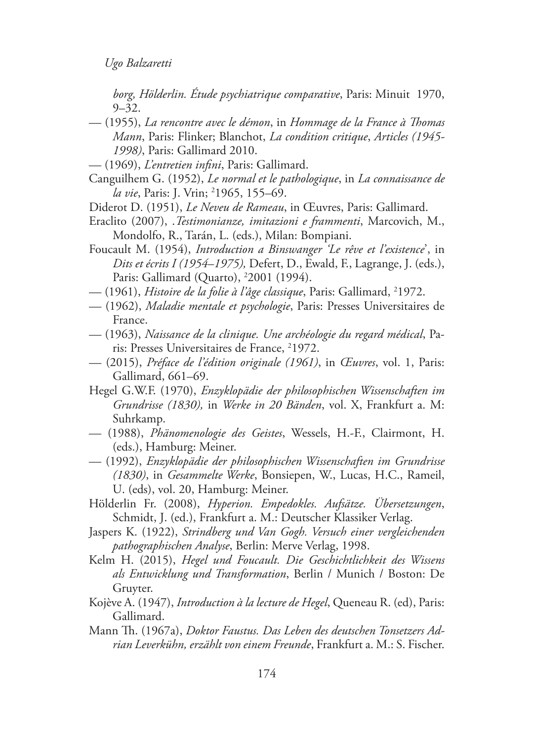*borg, Hölderlin. Étude psychiatrique comparative*, Paris: Minuit 1970, 9–32.

— (1955), *La rencontre avec le démon*, in *Hommage de la France à Thomas Mann*, Paris: Flinker; Blanchot, *La condition critique*, *Articles (1945-1998)*, Paris: Gallimard 2010.

— (1969), *L'entretien infini*, Paris: Gallimard.

Canguilhem G. (1952), *Le normal et le pathologique*, in *La connaissance de la vie*, Paris: J. Vrin; [2]1965, 155–69.

Diderot D. (1951), *Le Neveu de Rameau*, in Œuvres, Paris: Gallimard.

Eraclito (2007), .*Testimonianze, imitazioni e frammenti*, Marcovich, M., Mondolfo, R., Tarán, L. (eds.), Milan: Bompiani.

Foucault M. (1954), *Introduction a Binswanger 'Le rêve et l'existence'*, in *Dits et écrits I (1954–1975),* Defert, D., Ewald, F., Lagrange, J. (eds.), Paris: Gallimard (Quarto), [2]2001 (1994).

— (1961), *Histoire de la folie à l'âge classique*, Paris: Gallimard, [2]1972.

— (1962), *Maladie mentale et psychologie*, Paris: Presses Universitaires de France.

— (1963), *Naissance de la clinique. Une archéologie du regard médical*, Paris: Presses Universitaires de France, [2]1972.

— (2015), *Préface de l'édition originale (1961)*, in *Œuvres*, vol. 1, Paris: Gallimard, 661–69.

Hegel G.W.F. (1970), *Enzyklopädie der philosophischen Wissenschaften im Grundrisse (1830),* in *Werke in 20 Bänden*, vol. X, Frankfurt a. M: Suhrkamp.

— (1988), *Phänomenologie des Geistes*, Wessels, H.-F., Clairmont, H. (eds.), Hamburg: Meiner.

— (1992), *Enzyklopädie der philosophischen Wissenschaften im Grundrisse (1830)*, in *Gesammelte Werke*, Bonsiepen, W., Lucas, H.C., Rameil, U. (eds), vol. 20, Hamburg: Meiner.

Hölderlin Fr. (2008), *Hyperion. Empedokles. Aufsätze. Übersetzungen*, Schmidt, J. (ed.), Frankfurt a. M.: Deutscher Klassiker Verlag.

Jaspers K. (1922), *Strindberg und Van Gogh. Versuch einer vergleichenden pathographischen Analyse*, Berlin: Merve Verlag, 1998.

Kelm H. (2015), *Hegel und Foucault. Die Geschichtlichkeit des Wissens als Entwicklung und Transformation*, Berlin / Munich / Boston: De Gruyter.

Kojève A. (1947), *Introduction à la lecture de Hegel*, Queneau R. (ed), Paris: Gallimard.

Mann Th. (1967a), *Doktor Faustus. Das Leben des deutschen Tonsetzers Adrian Leverkühn, erzählt von einem Freunde*, Frankfurt a. M.: S. Fischer.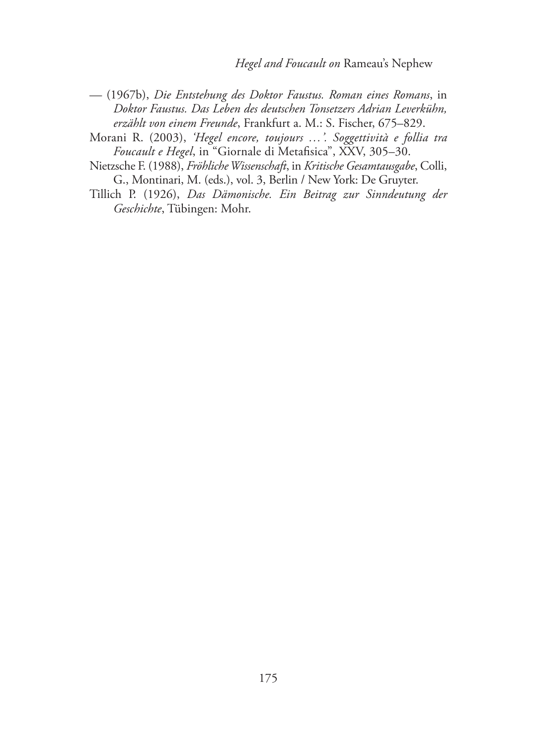— (1967b), *Die Entstehung des Doktor Faustus. Roman eines Romans*, in *Doktor Faustus. Das Leben des deutschen Tonsetzers Adrian Leverkühn, erzählt von einem Freunde*, Frankfurt a. M.: S. Fischer, 675–829.

Morani R. (2003), *'Hegel encore, toujours …'. Soggettività e follia tra Foucault e Hegel*, in "Giornale di Metafisica", XXV, 305–30.

Nietzsche F. (1988), *Fröhliche Wissenschaft*, in *Kritische Gesamtausgabe*, Colli, G., Montinari, M. (eds.), vol. 3, Berlin / New York: De Gruyter.

Tillich P. (1926), *Das Dämonische. Ein Beitrag zur Sinndeutung der Geschichte*, Tübingen: Mohr.